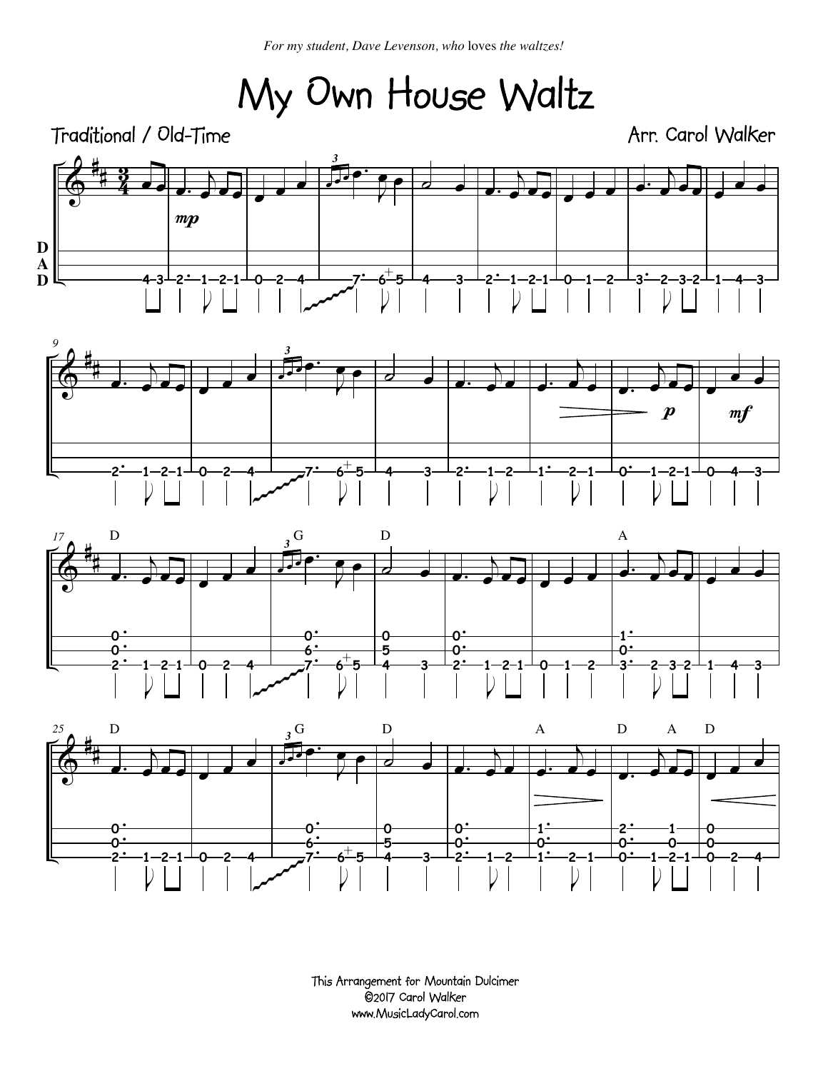*For my student, Dave Levenson, who loves the waltzes!*

# My Own House Waltz

Traditional / Old-Time

Arr. Carol Walker

This Arrangement for Mountain Dulcimer
©2017 Carol Walker
www.MusicLadyCarol.com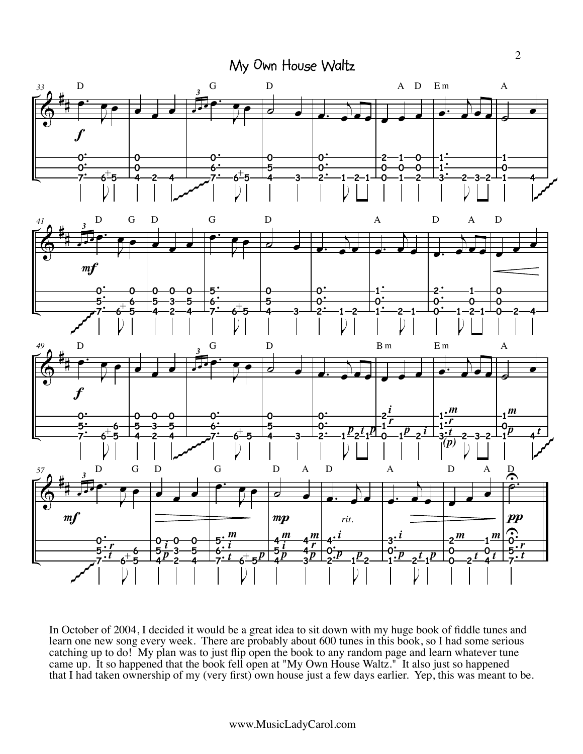# My Own House Waltz

In October of 2004, I decided it would be a great idea to sit down with my huge book of fiddle tunes and learn one new song every week. There are probably about 600 tunes in this book, so I had some serious catching up to do! My plan was to just flip open the book to any random page and learn whatever tune came up. It so happened that the book fell open at "My Own House Waltz." It also just so happened that I had taken ownership of my (very first) own house just a few days earlier. Yep, this was meant to be.

www.MusicLadyCarol.com